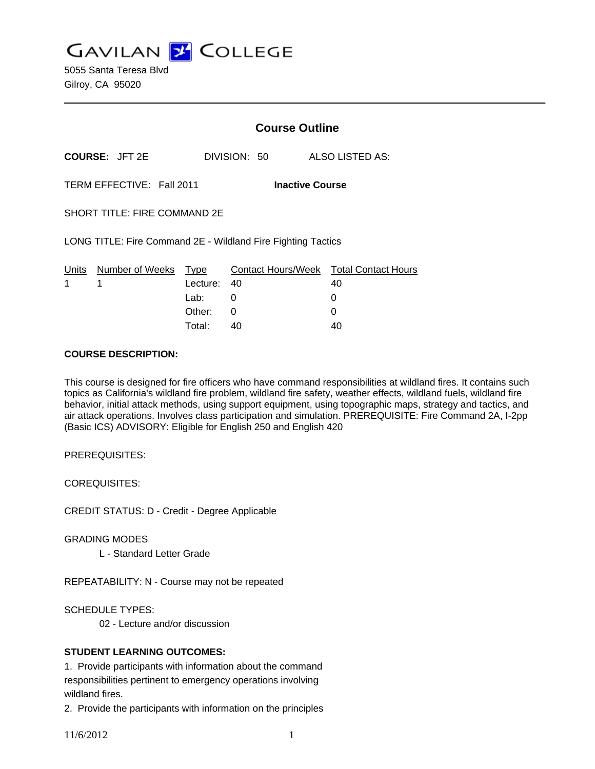# GAVILAN COLLEGE

5055 Santa Teresa Blvd
Gilroy, CA 95020

## Course Outline

**COURSE:** JFT 2E DIVISION: 50 ALSO LISTED AS:

TERM EFFECTIVE: Fall 2011 **Inactive Course**

SHORT TITLE: FIRE COMMAND 2E

LONG TITLE: Fire Command 2E - Wildland Fire Fighting Tactics

| Units | Number of Weeks | Type | Contact Hours/Week | Total Contact Hours |
|---|---|---|---|---|
| 1 | 1 | Lecture: | 40 | 40 |
| | | Lab: | 0 | 0 |
| | | Other: | 0 | 0 |
| | | Total: | 40 | 40 |

**COURSE DESCRIPTION:**

This course is designed for fire officers who have command responsibilities at wildland fires. It contains such topics as California's wildland fire problem, wildland fire safety, weather effects, wildland fuels, wildland fire behavior, initial attack methods, using support equipment, using topographic maps, strategy and tactics, and air attack operations. Involves class participation and simulation. PREREQUISITE: Fire Command 2A, I-2pp (Basic ICS) ADVISORY: Eligible for English 250 and English 420

PREREQUISITES:

COREQUISITES:

CREDIT STATUS: D - Credit - Degree Applicable

GRADING MODES

L - Standard Letter Grade

REPEATABILITY: N - Course may not be repeated

SCHEDULE TYPES:

02 - Lecture and/or discussion

**STUDENT LEARNING OUTCOMES:**

1. Provide participants with information about the command responsibilities pertinent to emergency operations involving wildland fires.

2. Provide the participants with information on the principles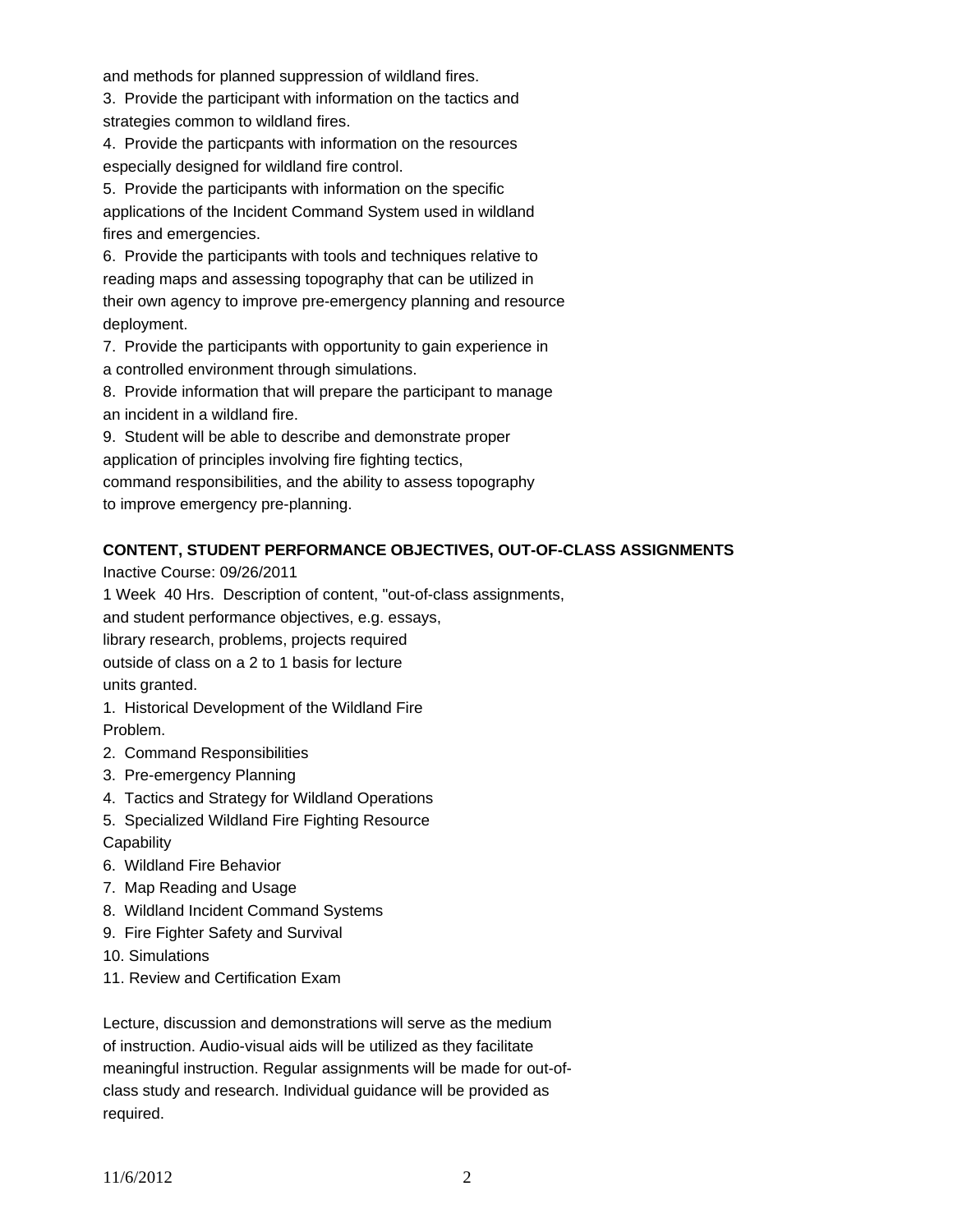and methods for planned suppression of wildland fires.

3. Provide the participant with information on the tactics and strategies common to wildland fires.

4. Provide the particpants with information on the resources especially designed for wildland fire control.

5. Provide the participants with information on the specific applications of the Incident Command System used in wildland fires and emergencies.

6. Provide the participants with tools and techniques relative to reading maps and assessing topography that can be utilized in their own agency to improve pre-emergency planning and resource deployment.

7. Provide the participants with opportunity to gain experience in a controlled environment through simulations.

8. Provide information that will prepare the participant to manage an incident in a wildland fire.

9. Student will be able to describe and demonstrate proper application of principles involving fire fighting tectics, command responsibilities, and the ability to assess topography to improve emergency pre-planning.

**CONTENT, STUDENT PERFORMANCE OBJECTIVES, OUT-OF-CLASS ASSIGNMENTS**

Inactive Course: 09/26/2011

1 Week 40 Hrs. Description of content, "out-of-class assignments, and student performance objectives, e.g. essays, library research, problems, projects required outside of class on a 2 to 1 basis for lecture units granted.

1. Historical Development of the Wildland Fire Problem.
2. Command Responsibilities
3. Pre-emergency Planning
4. Tactics and Strategy for Wildland Operations
5. Specialized Wildland Fire Fighting Resource Capability
6. Wildland Fire Behavior
7. Map Reading and Usage
8. Wildland Incident Command Systems
9. Fire Fighter Safety and Survival
10. Simulations
11. Review and Certification Exam

Lecture, discussion and demonstrations will serve as the medium of instruction. Audio-visual aids will be utilized as they facilitate meaningful instruction. Regular assignments will be made for out-of-class study and research. Individual guidance will be provided as required.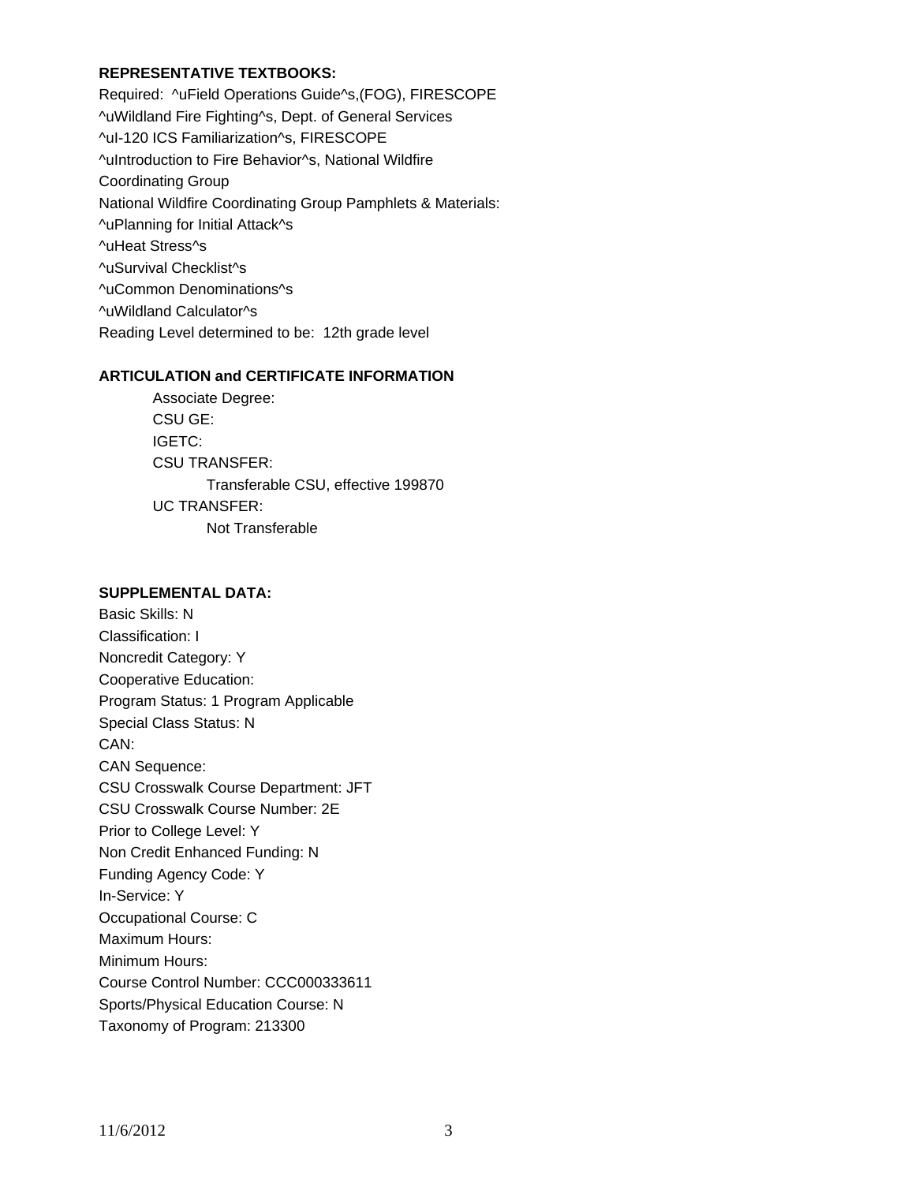**REPRESENTATIVE TEXTBOOKS:**

Required: ^uField Operations Guide^s,(FOG), FIRESCOPE
^uWildland Fire Fighting^s, Dept. of General Services
^uI-120 ICS Familiarization^s, FIRESCOPE
^uIntroduction to Fire Behavior^s, National Wildfire Coordinating Group
National Wildfire Coordinating Group Pamphlets & Materials:
^uPlanning for Initial Attack^s
^uHeat Stress^s
^uSurvival Checklist^s
^uCommon Denominations^s
^uWildland Calculator^s
Reading Level determined to be: 12th grade level

**ARTICULATION and CERTIFICATE INFORMATION**

Associate Degree:
CSU GE:
IGETC:
CSU TRANSFER:
Transferable CSU, effective 199870
UC TRANSFER:
Not Transferable

**SUPPLEMENTAL DATA:**

Basic Skills: N
Classification: I
Noncredit Category: Y
Cooperative Education:
Program Status: 1 Program Applicable
Special Class Status: N
CAN:
CAN Sequence:
CSU Crosswalk Course Department: JFT
CSU Crosswalk Course Number: 2E
Prior to College Level: Y
Non Credit Enhanced Funding: N
Funding Agency Code: Y
In-Service: Y
Occupational Course: C
Maximum Hours:
Minimum Hours:
Course Control Number: CCC000333611
Sports/Physical Education Course: N
Taxonomy of Program: 213300